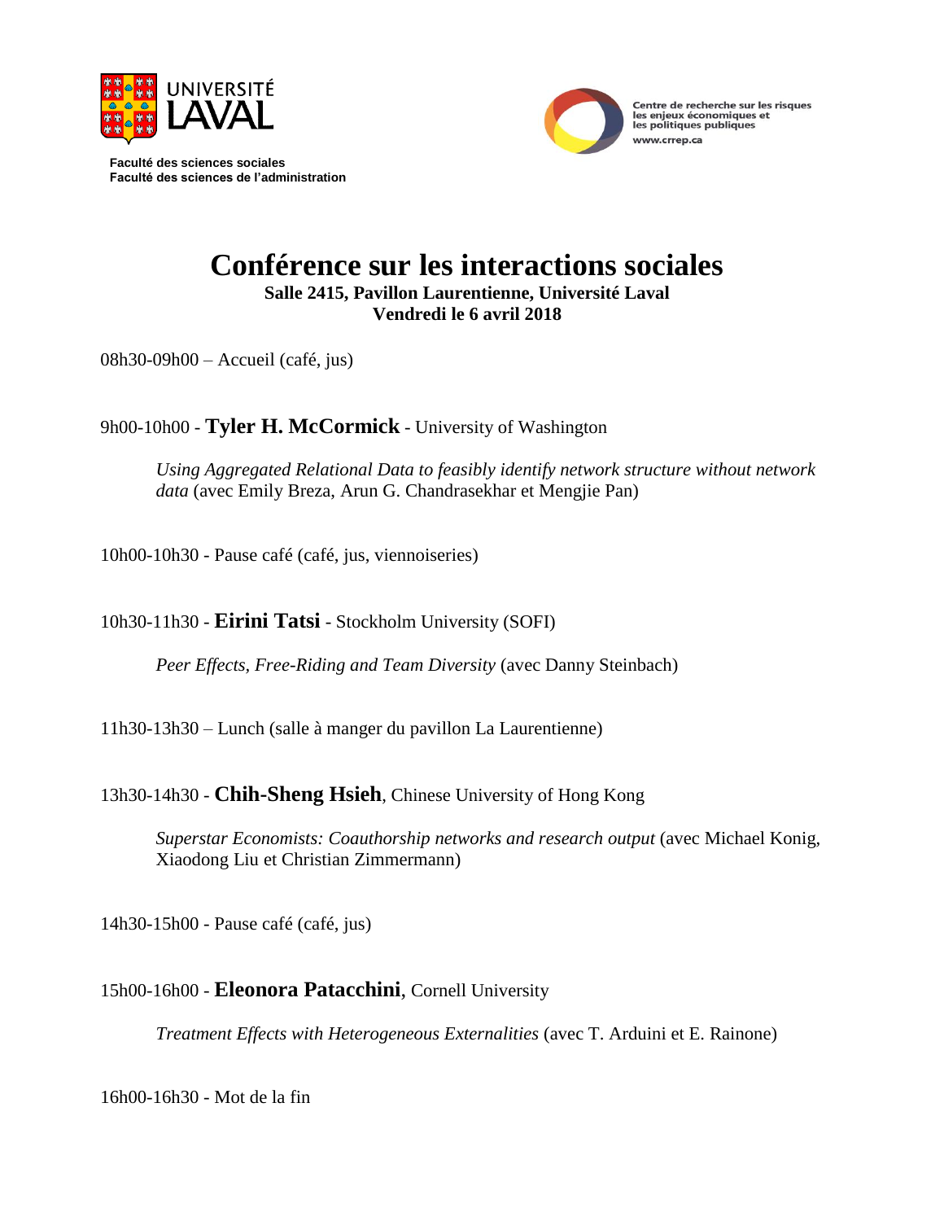UNIVERSITÉ LAVAL

**Faculté des sciences sociales**
**Faculté des sciences de l'administration**

Centre de recherche sur les risques les enjeux économiques et les politiques publiques
www.crrep.ca

# Conférence sur les interactions sociales

**Salle 2415, Pavillon Laurentienne, Université Laval**
**Vendredi le 6 avril 2018**

08h30-09h00 – Accueil (café, jus)

9h00-10h00 - **Tyler H. McCormick** - University of Washington

*Using Aggregated Relational Data to feasibly identify network structure without network data* (avec Emily Breza, Arun G. Chandrasekhar et Mengjie Pan)

10h00-10h30 - Pause café (café, jus, viennoiseries)

10h30-11h30 - **Eirini Tatsi** - Stockholm University (SOFI)

*Peer Effects, Free-Riding and Team Diversity* (avec Danny Steinbach)

11h30-13h30 – Lunch (salle à manger du pavillon La Laurentienne)

13h30-14h30 - **Chih-Sheng Hsieh**, Chinese University of Hong Kong

*Superstar Economists: Coauthorship networks and research output* (avec Michael Konig, Xiaodong Liu et Christian Zimmermann)

14h30-15h00 - Pause café (café, jus)

15h00-16h00 - **Eleonora Patacchini**, Cornell University

*Treatment Effects with Heterogeneous Externalities* (avec T. Arduini et E. Rainone)

16h00-16h30 - Mot de la fin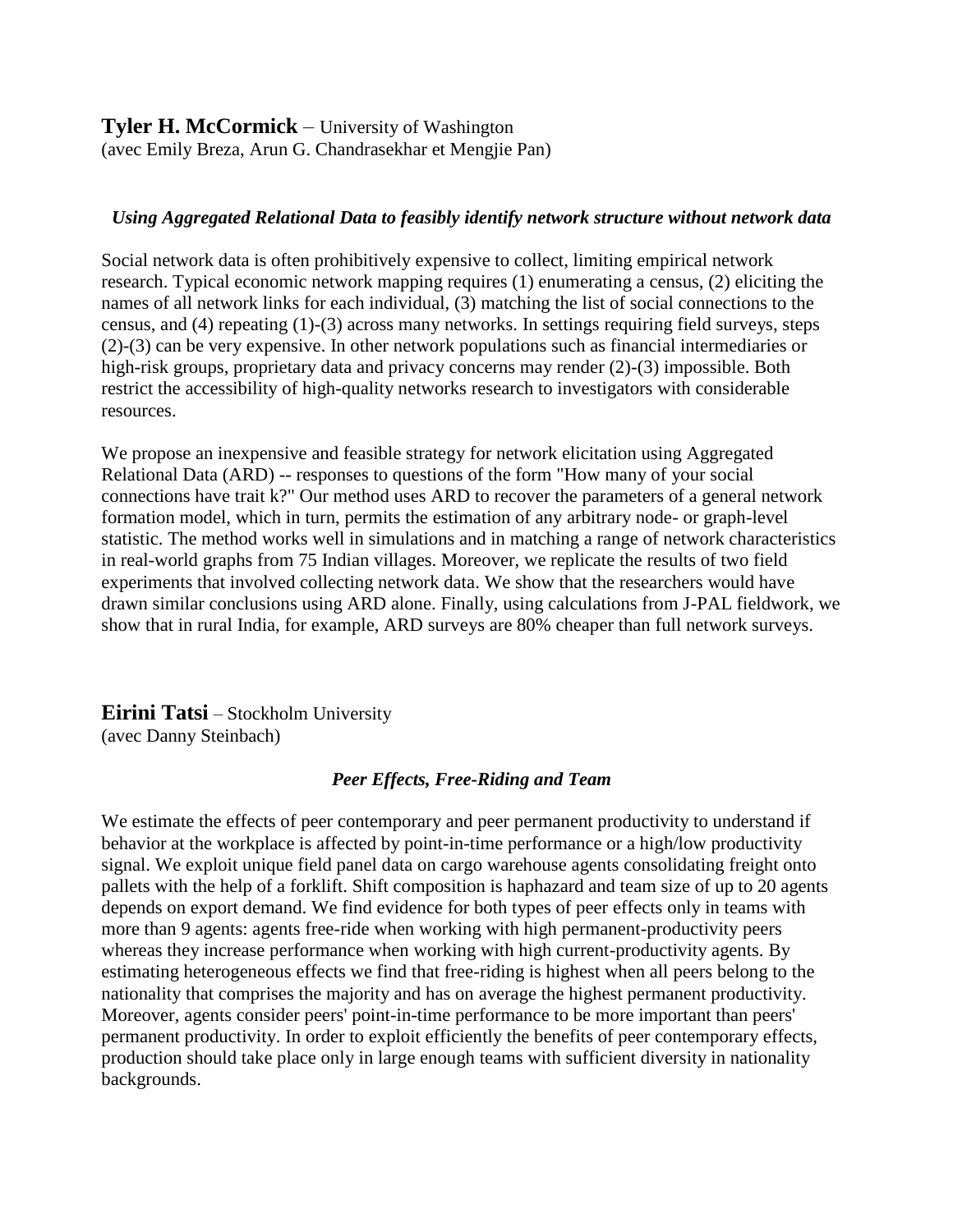**Tyler H. McCormick** – University of Washington
(avec Emily Breza, Arun G. Chandrasekhar et Mengjie Pan)

***Using Aggregated Relational Data to feasibly identify network structure without network data***

Social network data is often prohibitively expensive to collect, limiting empirical network research. Typical economic network mapping requires (1) enumerating a census, (2) eliciting the names of all network links for each individual, (3) matching the list of social connections to the census, and (4) repeating (1)-(3) across many networks. In settings requiring field surveys, steps (2)-(3) can be very expensive. In other network populations such as financial intermediaries or high-risk groups, proprietary data and privacy concerns may render (2)-(3) impossible. Both restrict the accessibility of high-quality networks research to investigators with considerable resources.

We propose an inexpensive and feasible strategy for network elicitation using Aggregated Relational Data (ARD) -- responses to questions of the form "How many of your social connections have trait k?" Our method uses ARD to recover the parameters of a general network formation model, which in turn, permits the estimation of any arbitrary node- or graph-level statistic. The method works well in simulations and in matching a range of network characteristics in real-world graphs from 75 Indian villages. Moreover, we replicate the results of two field experiments that involved collecting network data. We show that the researchers would have drawn similar conclusions using ARD alone. Finally, using calculations from J-PAL fieldwork, we show that in rural India, for example, ARD surveys are 80% cheaper than full network surveys.

**Eirini Tatsi** – Stockholm University
(avec Danny Steinbach)

***Peer Effects, Free-Riding and Team***

We estimate the effects of peer contemporary and peer permanent productivity to understand if behavior at the workplace is affected by point-in-time performance or a high/low productivity signal. We exploit unique field panel data on cargo warehouse agents consolidating freight onto pallets with the help of a forklift. Shift composition is haphazard and team size of up to 20 agents depends on export demand. We find evidence for both types of peer effects only in teams with more than 9 agents: agents free-ride when working with high permanent-productivity peers whereas they increase performance when working with high current-productivity agents. By estimating heterogeneous effects we find that free-riding is highest when all peers belong to the nationality that comprises the majority and has on average the highest permanent productivity. Moreover, agents consider peers' point-in-time performance to be more important than peers' permanent productivity. In order to exploit efficiently the benefits of peer contemporary effects, production should take place only in large enough teams with sufficient diversity in nationality backgrounds.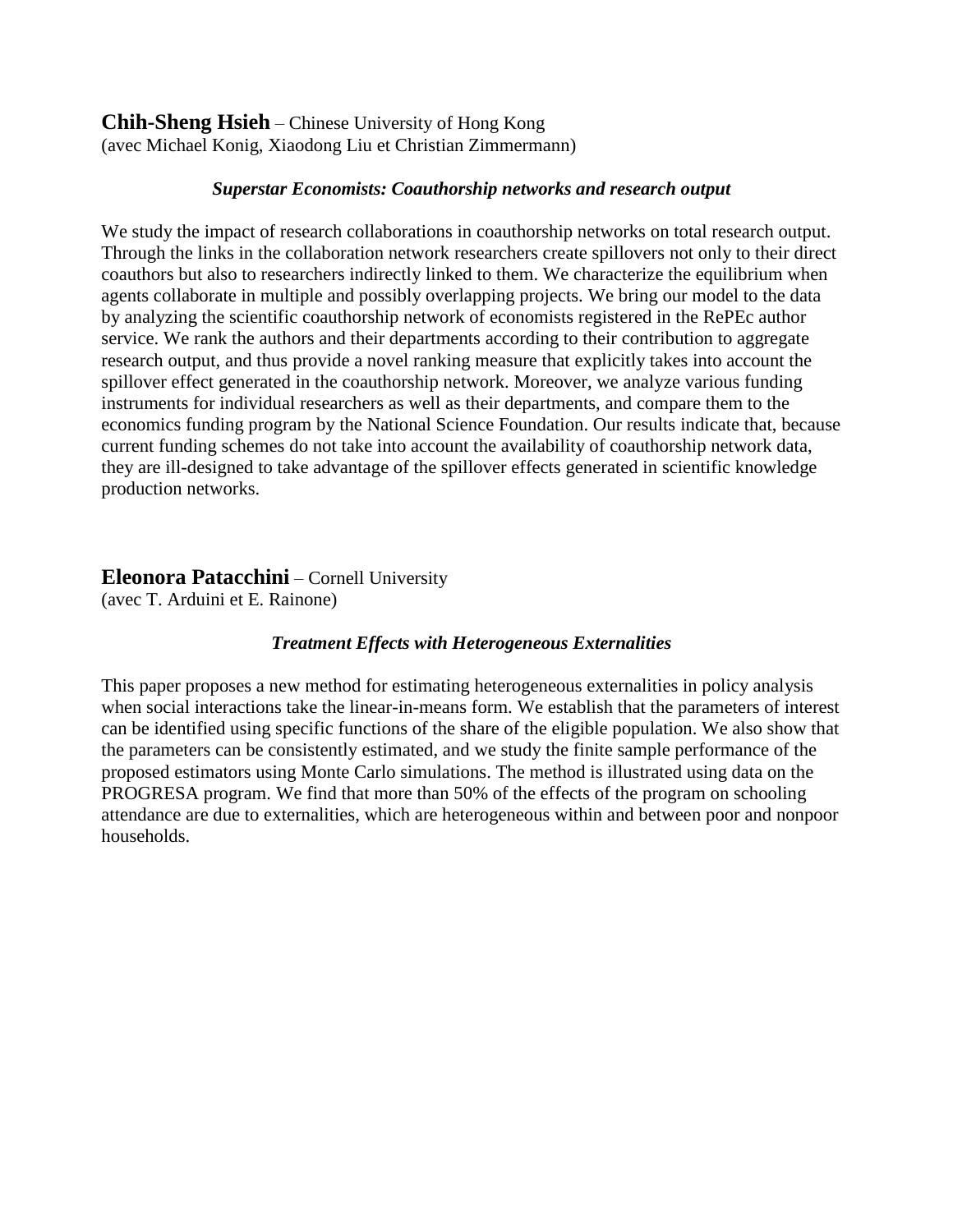**Chih-Sheng Hsieh** – Chinese University of Hong Kong
(avec Michael Konig, Xiaodong Liu et Christian Zimmermann)

***Superstar Economists: Coauthorship networks and research output***

We study the impact of research collaborations in coauthorship networks on total research output. Through the links in the collaboration network researchers create spillovers not only to their direct coauthors but also to researchers indirectly linked to them. We characterize the equilibrium when agents collaborate in multiple and possibly overlapping projects. We bring our model to the data by analyzing the scientific coauthorship network of economists registered in the RePEc author service. We rank the authors and their departments according to their contribution to aggregate research output, and thus provide a novel ranking measure that explicitly takes into account the spillover effect generated in the coauthorship network. Moreover, we analyze various funding instruments for individual researchers as well as their departments, and compare them to the economics funding program by the National Science Foundation. Our results indicate that, because current funding schemes do not take into account the availability of coauthorship network data, they are ill-designed to take advantage of the spillover effects generated in scientific knowledge production networks.

**Eleonora Patacchini** – Cornell University
(avec T. Arduini et E. Rainone)

***Treatment Effects with Heterogeneous Externalities***

This paper proposes a new method for estimating heterogeneous externalities in policy analysis when social interactions take the linear-in-means form. We establish that the parameters of interest can be identified using specific functions of the share of the eligible population. We also show that the parameters can be consistently estimated, and we study the finite sample performance of the proposed estimators using Monte Carlo simulations. The method is illustrated using data on the PROGRESA program. We find that more than 50% of the effects of the program on schooling attendance are due to externalities, which are heterogeneous within and between poor and nonpoor households.